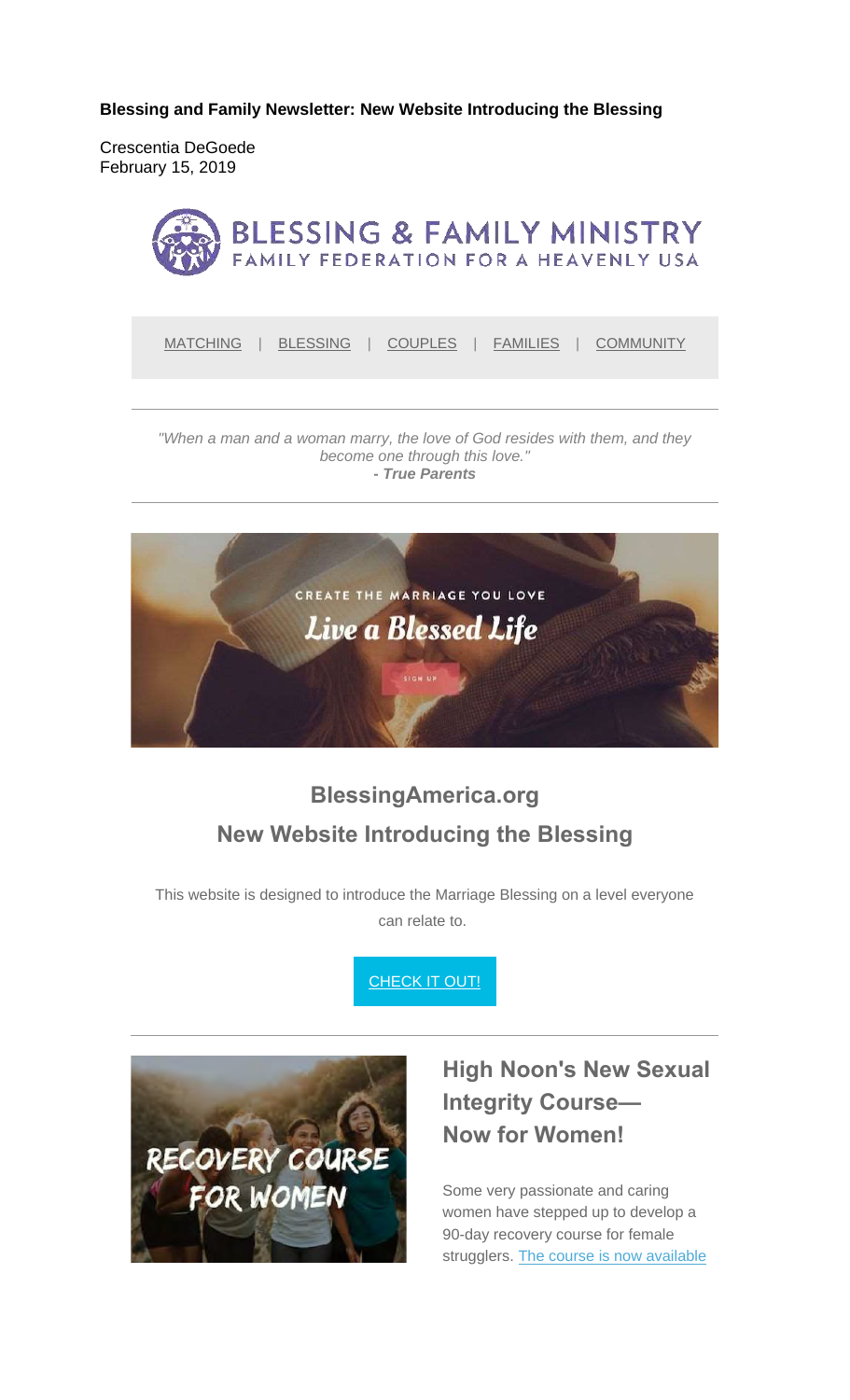**Blessing and Family Newsletter: New Website Introducing the Blessing**

Crescentia DeGoede
February 15, 2019

BLESSING & FAMILY MINISTRY
FAMILY FEDERATION FOR A HEAVENLY USA

MATCHING | BLESSING | COUPLES | FAMILIES | COMMUNITY

---

*"When a man and a woman marry, the love of God resides with them, and they become one through this love."*
***- True Parents***

---

CREATE THE MARRIAGE YOU LOVE
*Live a Blessed Life*
SIGN UP

## BlessingAmerica.org
## New Website Introducing the Blessing

This website is designed to introduce the Marriage Blessing on a level everyone can relate to.

CHECK IT OUT!

---

RECOVERY COURSE FOR WOMEN

## High Noon's New Sexual Integrity Course— Now for Women!

Some very passionate and caring women have stepped up to develop a 90-day recovery course for female strugglers. The course is now available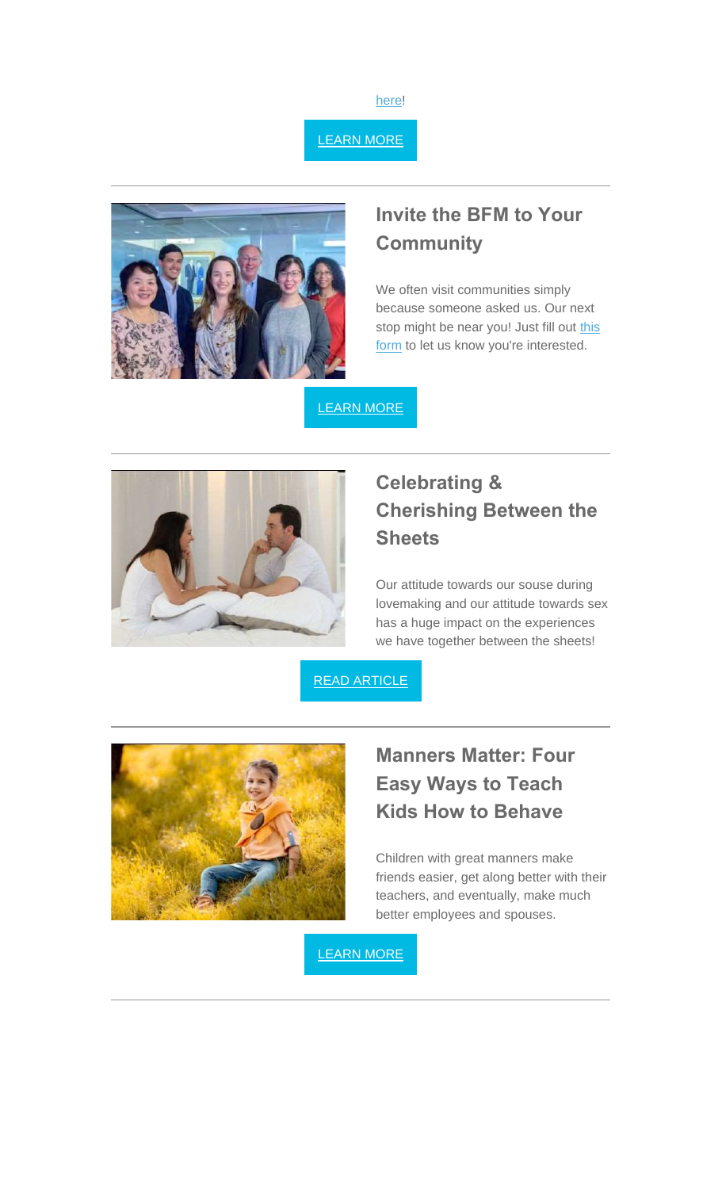here!

LEARN MORE

---

## Invite the BFM to Your Community

We often visit communities simply because someone asked us. Our next stop might be near you! Just fill out this form to let us know you're interested.

LEARN MORE

---

## Celebrating & Cherishing Between the Sheets

Our attitude towards our souse during lovemaking and our attitude towards sex has a huge impact on the experiences we have together between the sheets!

READ ARTICLE

---

## Manners Matter: Four Easy Ways to Teach Kids How to Behave

Children with great manners make friends easier, get along better with their teachers, and eventually, make much better employees and spouses.

LEARN MORE

---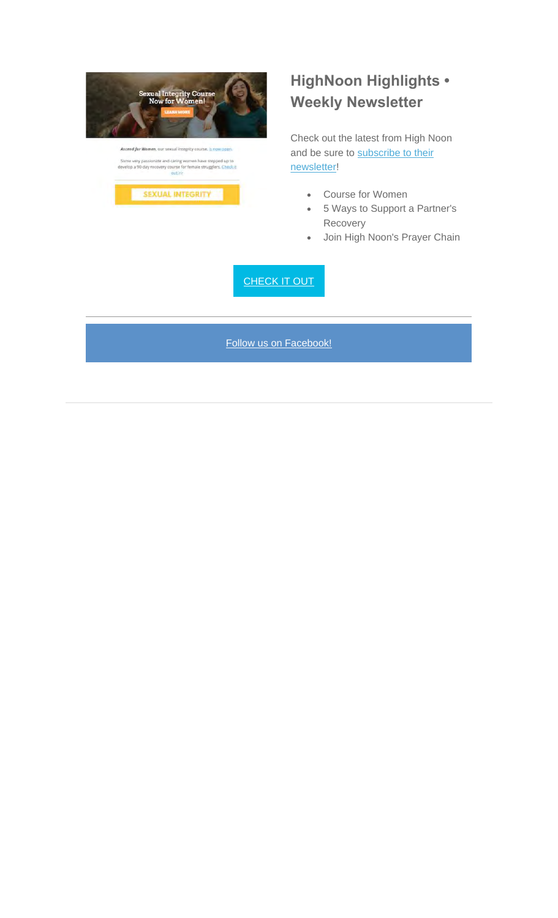## HighNoon Highlights • Weekly Newsletter

Check out the latest from High Noon and be sure to subscribe to their newsletter!

- Course for Women
- 5 Ways to Support a Partner's Recovery
- Join High Noon's Prayer Chain

CHECK IT OUT

Follow us on Facebook!